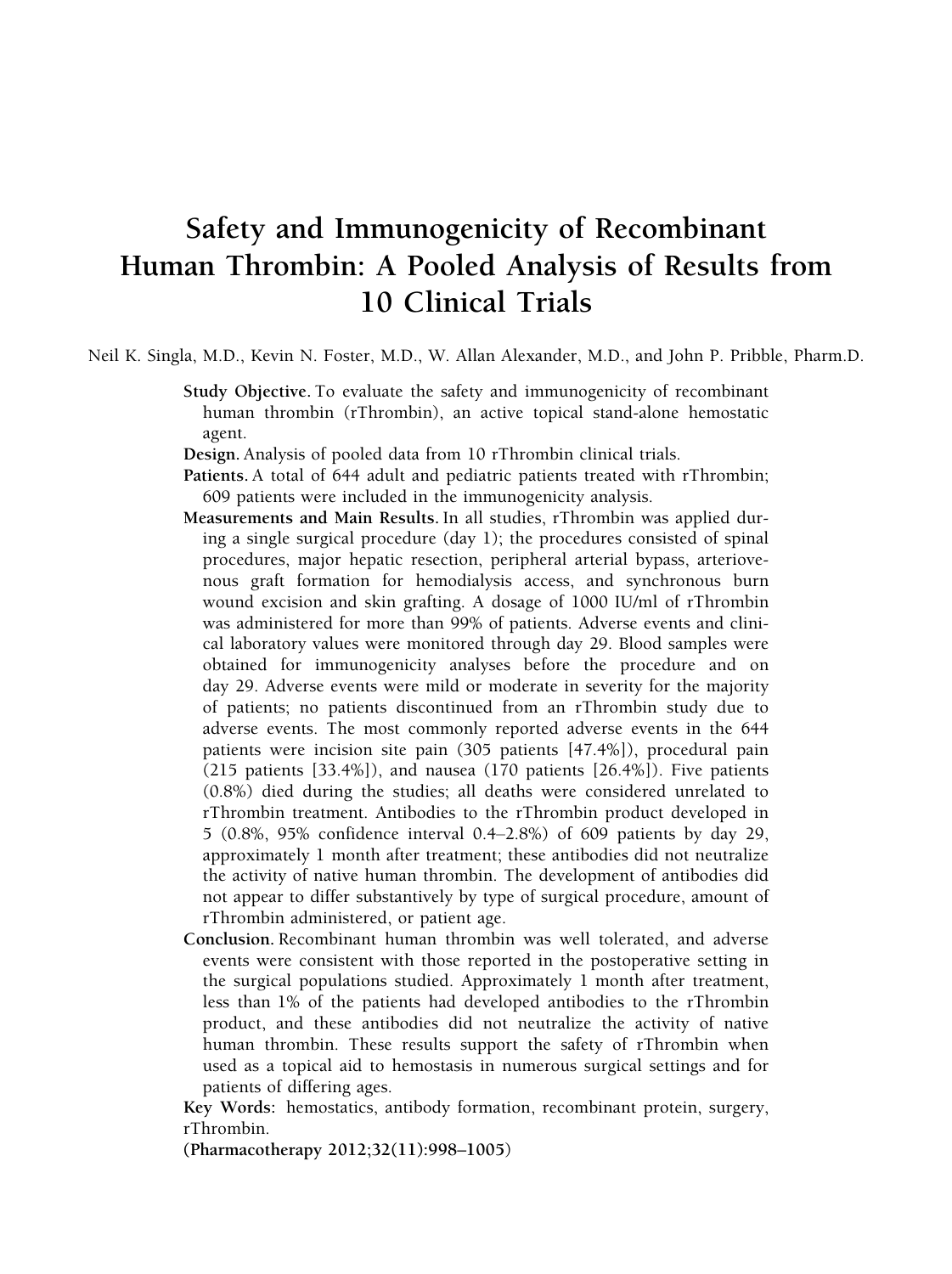# Safety and Immunogenicity of Recombinant Human Thrombin: A Pooled Analysis of Results from 10 Clinical Trials

Neil K. Singla, M.D., Kevin N. Foster, M.D., W. Allan Alexander, M.D., and John P. Pribble, Pharm.D.

**Study Objective.** To evaluate the safety and immunogenicity of recombinant human thrombin (rThrombin), an active topical stand-alone hemostatic agent.

**Design.** Analysis of pooled data from 10 rThrombin clinical trials.

**Patients.** A total of 644 adult and pediatric patients treated with rThrombin; 609 patients were included in the immunogenicity analysis.

**Measurements and Main Results.** In all studies, rThrombin was applied during a single surgical procedure (day 1); the procedures consisted of spinal procedures, major hepatic resection, peripheral arterial bypass, arteriovenous graft formation for hemodialysis access, and synchronous burn wound excision and skin grafting. A dosage of 1000 IU/ml of rThrombin was administered for more than 99% of patients. Adverse events and clinical laboratory values were monitored through day 29. Blood samples were obtained for immunogenicity analyses before the procedure and on day 29. Adverse events were mild or moderate in severity for the majority of patients; no patients discontinued from an rThrombin study due to adverse events. The most commonly reported adverse events in the 644 patients were incision site pain (305 patients [47.4%]), procedural pain (215 patients [33.4%]), and nausea (170 patients [26.4%]). Five patients (0.8%) died during the studies; all deaths were considered unrelated to rThrombin treatment. Antibodies to the rThrombin product developed in 5 (0.8%, 95% confidence interval 0.4–2.8%) of 609 patients by day 29, approximately 1 month after treatment; these antibodies did not neutralize the activity of native human thrombin. The development of antibodies did not appear to differ substantively by type of surgical procedure, amount of rThrombin administered, or patient age.

**Conclusion.** Recombinant human thrombin was well tolerated, and adverse events were consistent with those reported in the postoperative setting in the surgical populations studied. Approximately 1 month after treatment, less than 1% of the patients had developed antibodies to the rThrombin product, and these antibodies did not neutralize the activity of native human thrombin. These results support the safety of rThrombin when used as a topical aid to hemostasis in numerous surgical settings and for patients of differing ages.

**Key Words:** hemostatics, antibody formation, recombinant protein, surgery, rThrombin.

**(Pharmacotherapy 2012;32(11):998–1005)**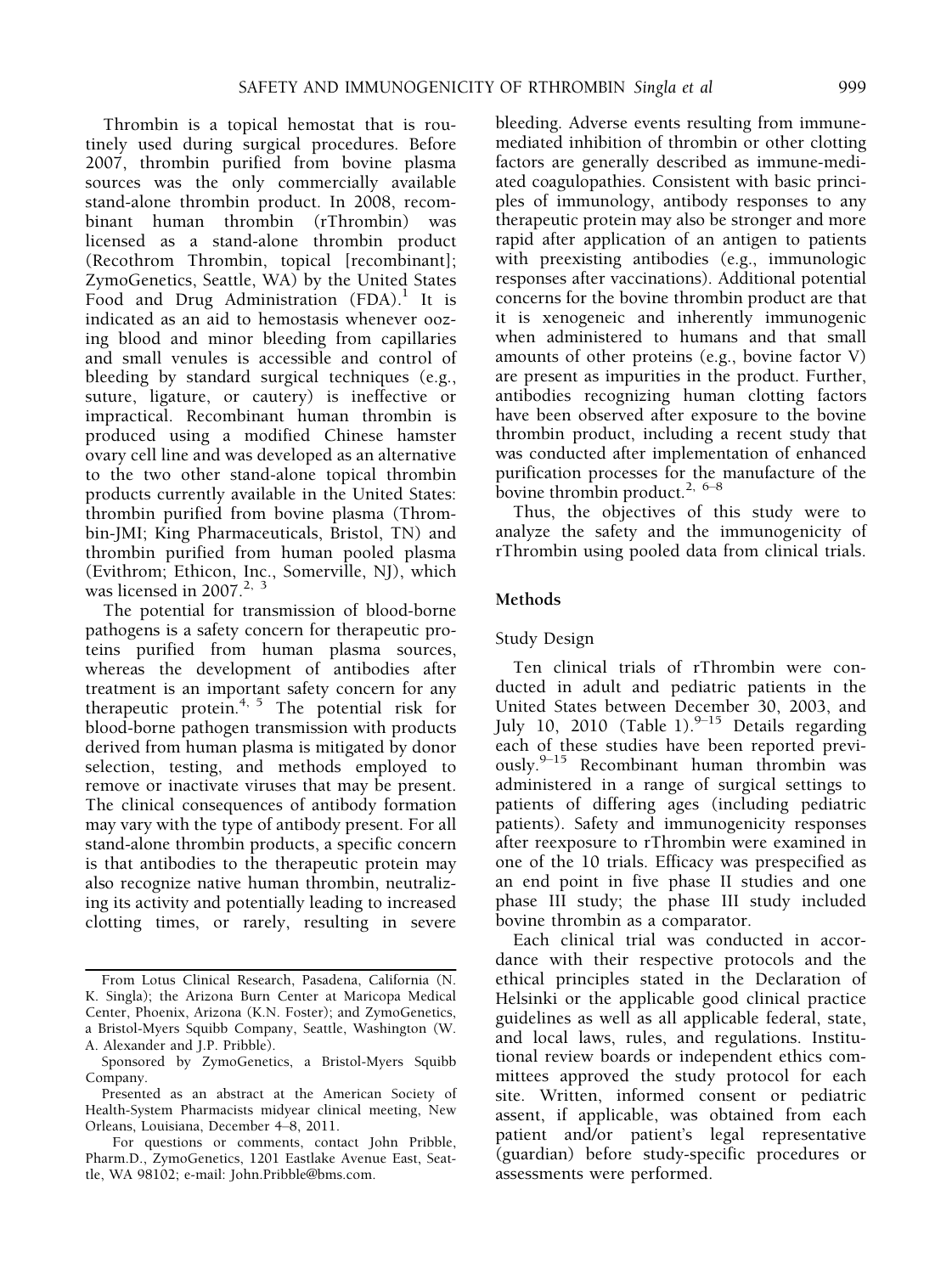Thrombin is a topical hemostat that is routinely used during surgical procedures. Before 2007, thrombin purified from bovine plasma sources was the only commercially available stand-alone thrombin product. In 2008, recombinant human thrombin (rThrombin) was licensed as a stand-alone thrombin product (Recothrom Thrombin, topical [recombinant]; ZymoGenetics, Seattle, WA) by the United States Food and Drug Administration (FDA).[1] It is indicated as an aid to hemostasis whenever oozing blood and minor bleeding from capillaries and small venules is accessible and control of bleeding by standard surgical techniques (e.g., suture, ligature, or cautery) is ineffective or impractical. Recombinant human thrombin is produced using a modified Chinese hamster ovary cell line and was developed as an alternative to the two other stand-alone topical thrombin products currently available in the United States: thrombin purified from bovine plasma (Thrombin-JMI; King Pharmaceuticals, Bristol, TN) and thrombin purified from human pooled plasma (Evithrom; Ethicon, Inc., Somerville, NJ), which was licensed in 2007.[2, 3]

The potential for transmission of blood-borne pathogens is a safety concern for therapeutic proteins purified from human plasma sources, whereas the development of antibodies after treatment is an important safety concern for any therapeutic protein.[4, 5] The potential risk for blood-borne pathogen transmission with products derived from human plasma is mitigated by donor selection, testing, and methods employed to remove or inactivate viruses that may be present. The clinical consequences of antibody formation may vary with the type of antibody present. For all stand-alone thrombin products, a specific concern is that antibodies to the therapeutic protein may also recognize native human thrombin, neutralizing its activity and potentially leading to increased clotting times, or rarely, resulting in severe bleeding. Adverse events resulting from immune-mediated inhibition of thrombin or other clotting factors are generally described as immune-mediated coagulopathies. Consistent with basic principles of immunology, antibody responses to any therapeutic protein may also be stronger and more rapid after application of an antigen to patients with preexisting antibodies (e.g., immunologic responses after vaccinations). Additional potential concerns for the bovine thrombin product are that it is xenogeneic and inherently immunogenic when administered to humans and that small amounts of other proteins (e.g., bovine factor V) are present as impurities in the product. Further, antibodies recognizing human clotting factors have been observed after exposure to the bovine thrombin product, including a recent study that was conducted after implementation of enhanced purification processes for the manufacture of the bovine thrombin product.[2, 6–8]

Thus, the objectives of this study were to analyze the safety and the immunogenicity of rThrombin using pooled data from clinical trials.

## Methods

### Study Design

Ten clinical trials of rThrombin were conducted in adult and pediatric patients in the United States between December 30, 2003, and July 10, 2010 (Table 1).[9–15] Details regarding each of these studies have been reported previously.[9–15] Recombinant human thrombin was administered in a range of surgical settings to patients of differing ages (including pediatric patients). Safety and immunogenicity responses after reexposure to rThrombin were examined in one of the 10 trials. Efficacy was prespecified as an end point in five phase II studies and one phase III study; the phase III study included bovine thrombin as a comparator.

Each clinical trial was conducted in accordance with their respective protocols and the ethical principles stated in the Declaration of Helsinki or the applicable good clinical practice guidelines as well as all applicable federal, state, and local laws, rules, and regulations. Institutional review boards or independent ethics committees approved the study protocol for each site. Written, informed consent or pediatric assent, if applicable, was obtained from each patient and/or patient's legal representative (guardian) before study-specific procedures or assessments were performed.

---

From Lotus Clinical Research, Pasadena, California (N. K. Singla); the Arizona Burn Center at Maricopa Medical Center, Phoenix, Arizona (K.N. Foster); and ZymoGenetics, a Bristol-Myers Squibb Company, Seattle, Washington (W. A. Alexander and J.P. Pribble).

Sponsored by ZymoGenetics, a Bristol-Myers Squibb Company.

Presented as an abstract at the American Society of Health-System Pharmacists midyear clinical meeting, New Orleans, Louisiana, December 4–8, 2011.

For questions or comments, contact John Pribble, Pharm.D., ZymoGenetics, 1201 Eastlake Avenue East, Seattle, WA 98102; e-mail: John.Pribble@bms.com.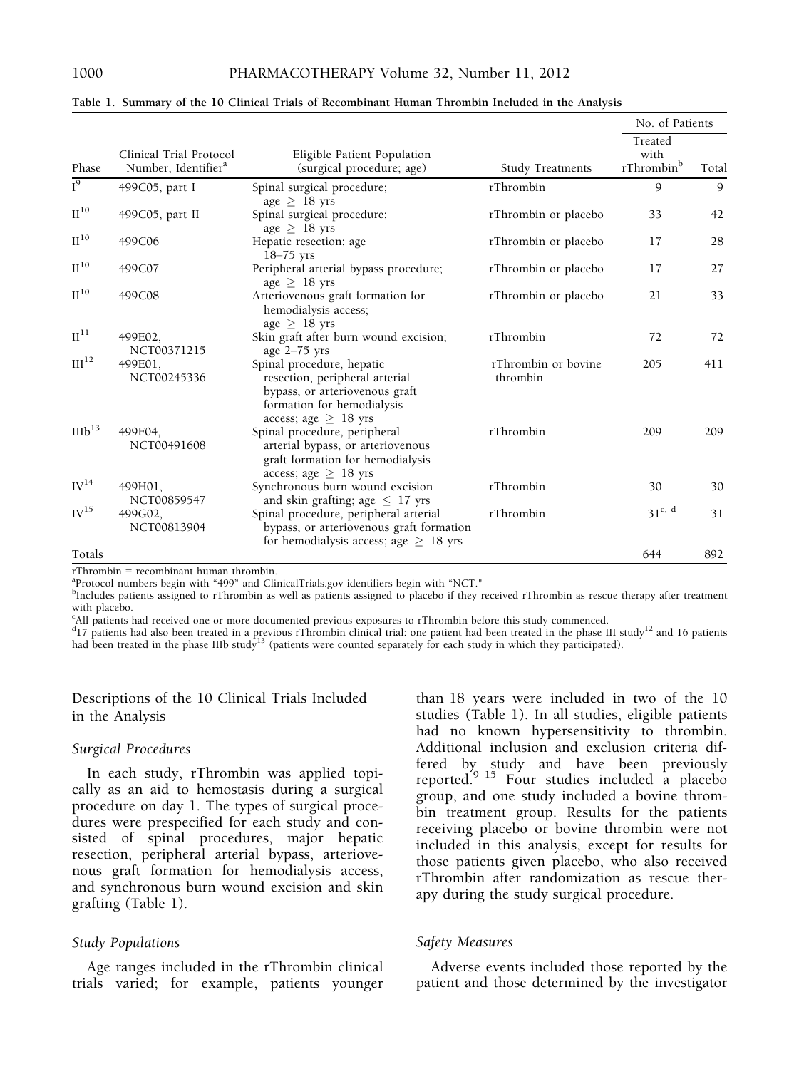**Table 1. Summary of the 10 Clinical Trials of Recombinant Human Thrombin Included in the Analysis**

| Phase | Clinical Trial Protocol Number, Identifier[a] | Eligible Patient Population (surgical procedure; age) | Study Treatments | No. of Patients: Treated with rThrombin[b] | Total |
|---|---|---|---|---|---|
| I[9] | 499C05, part I | Spinal surgical procedure; age ≥ 18 yrs | rThrombin | 9 | 9 |
| II[10] | 499C05, part II | Spinal surgical procedure; age ≥ 18 yrs | rThrombin or placebo | 33 | 42 |
| II[10] | 499C06 | Hepatic resection; age 18–75 yrs | rThrombin or placebo | 17 | 28 |
| II[10] | 499C07 | Peripheral arterial bypass procedure; age ≥ 18 yrs | rThrombin or placebo | 17 | 27 |
| II[10] | 499C08 | Arteriovenous graft formation for hemodialysis access; age ≥ 18 yrs | rThrombin or placebo | 21 | 33 |
| II[11] | 499E02, NCT00371215 | Skin graft after burn wound excision; age 2–75 yrs | rThrombin | 72 | 72 |
| III[12] | 499E01, NCT00245336 | Spinal procedure, hepatic resection, peripheral arterial bypass, or arteriovenous graft formation for hemodialysis access; age ≥ 18 yrs | rThrombin or bovine thrombin | 205 | 411 |
| IIIb[13] | 499F04, NCT00491608 | Spinal procedure, peripheral arterial bypass, or arteriovenous graft formation for hemodialysis access; age ≥ 18 yrs | rThrombin | 209 | 209 |
| IV[14] | 499H01, NCT00859547 | Synchronous burn wound excision and skin grafting; age ≤ 17 yrs | rThrombin | 30 | 30 |
| IV[15] | 499G02, NCT00813904 | Spinal procedure, peripheral arterial bypass, or arteriovenous graft formation for hemodialysis access; age ≥ 18 yrs | rThrombin | 31[c, d] | 31 |
| Totals | | | | 644 | 892 |

rThrombin = recombinant human thrombin.

[a]Protocol numbers begin with "499" and ClinicalTrials.gov identifiers begin with "NCT."

[b]Includes patients assigned to rThrombin as well as patients assigned to placebo if they received rThrombin as rescue therapy after treatment with placebo.

[c]All patients had received one or more documented previous exposures to rThrombin before this study commenced.

[d]17 patients had also been treated in a previous rThrombin clinical trial: one patient had been treated in the phase III study[12] and 16 patients had been treated in the phase IIIb study[13] (patients were counted separately for each study in which they participated).

## Descriptions of the 10 Clinical Trials Included in the Analysis

### *Surgical Procedures*

In each study, rThrombin was applied topically as an aid to hemostasis during a surgical procedure on day 1. The types of surgical procedures were prespecified for each study and consisted of spinal procedures, major hepatic resection, peripheral arterial bypass, arteriovenous graft formation for hemodialysis access, and synchronous burn wound excision and skin grafting (Table 1).

### *Study Populations*

Age ranges included in the rThrombin clinical trials varied; for example, patients younger than 18 years were included in two of the 10 studies (Table 1). In all studies, eligible patients had no known hypersensitivity to thrombin. Additional inclusion and exclusion criteria differed by study and have been previously reported.[9–15] Four studies included a placebo group, and one study included a bovine thrombin treatment group. Results for the patients receiving placebo or bovine thrombin were not included in this analysis, except for results for those patients given placebo, who also received rThrombin after randomization as rescue therapy during the study surgical procedure.

### *Safety Measures*

Adverse events included those reported by the patient and those determined by the investigator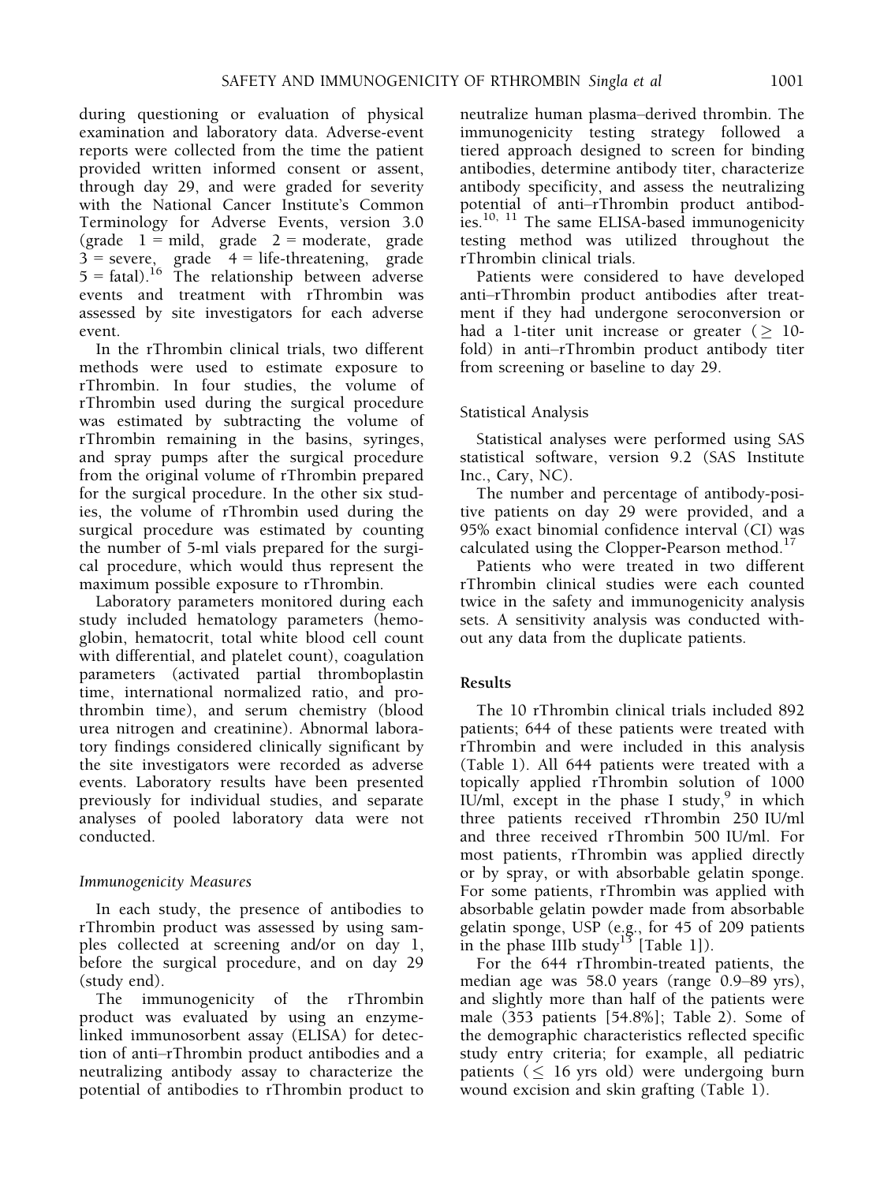during questioning or evaluation of physical examination and laboratory data. Adverse-event reports were collected from the time the patient provided written informed consent or assent, through day 29, and were graded for severity with the National Cancer Institute's Common Terminology for Adverse Events, version 3.0 (grade 1 = mild, grade 2 = moderate, grade 3 = severe, grade 4 = life-threatening, grade 5 = fatal).[16] The relationship between adverse events and treatment with rThrombin was assessed by site investigators for each adverse event.

In the rThrombin clinical trials, two different methods were used to estimate exposure to rThrombin. In four studies, the volume of rThrombin used during the surgical procedure was estimated by subtracting the volume of rThrombin remaining in the basins, syringes, and spray pumps after the surgical procedure from the original volume of rThrombin prepared for the surgical procedure. In the other six studies, the volume of rThrombin used during the surgical procedure was estimated by counting the number of 5-ml vials prepared for the surgical procedure, which would thus represent the maximum possible exposure to rThrombin.

Laboratory parameters monitored during each study included hematology parameters (hemoglobin, hematocrit, total white blood cell count with differential, and platelet count), coagulation parameters (activated partial thromboplastin time, international normalized ratio, and prothrombin time), and serum chemistry (blood urea nitrogen and creatinine). Abnormal laboratory findings considered clinically significant by the site investigators were recorded as adverse events. Laboratory results have been presented previously for individual studies, and separate analyses of pooled laboratory data were not conducted.

### *Immunogenicity Measures*

In each study, the presence of antibodies to rThrombin product was assessed by using samples collected at screening and/or on day 1, before the surgical procedure, and on day 29 (study end).

The immunogenicity of the rThrombin product was evaluated by using an enzyme-linked immunosorbent assay (ELISA) for detection of anti–rThrombin product antibodies and a neutralizing antibody assay to characterize the potential of antibodies to rThrombin product to neutralize human plasma–derived thrombin. The immunogenicity testing strategy followed a tiered approach designed to screen for binding antibodies, determine antibody titer, characterize antibody specificity, and assess the neutralizing potential of anti–rThrombin product antibodies.[10, 11] The same ELISA-based immunogenicity testing method was utilized throughout the rThrombin clinical trials.

Patients were considered to have developed anti–rThrombin product antibodies after treatment if they had undergone seroconversion or had a 1-titer unit increase or greater ($\geq$ 10-fold) in anti–rThrombin product antibody titer from screening or baseline to day 29.

### Statistical Analysis

Statistical analyses were performed using SAS statistical software, version 9.2 (SAS Institute Inc., Cary, NC).

The number and percentage of antibody-positive patients on day 29 were provided, and a 95% exact binomial confidence interval (CI) was calculated using the Clopper-Pearson method.[17]

Patients who were treated in two different rThrombin clinical studies were each counted twice in the safety and immunogenicity analysis sets. A sensitivity analysis was conducted without any data from the duplicate patients.

## Results

The 10 rThrombin clinical trials included 892 patients; 644 of these patients were treated with rThrombin and were included in this analysis (Table 1). All 644 patients were treated with a topically applied rThrombin solution of 1000 IU/ml, except in the phase I study,[9] in which three patients received rThrombin 250 IU/ml and three received rThrombin 500 IU/ml. For most patients, rThrombin was applied directly or by spray, or with absorbable gelatin sponge. For some patients, rThrombin was applied with absorbable gelatin powder made from absorbable gelatin sponge, USP (e.g., for 45 of 209 patients in the phase IIIb study[13] [Table 1]).

For the 644 rThrombin-treated patients, the median age was 58.0 years (range 0.9–89 yrs), and slightly more than half of the patients were male (353 patients [54.8%]; Table 2). Some of the demographic characteristics reflected specific study entry criteria; for example, all pediatric patients ($\leq$ 16 yrs old) were undergoing burn wound excision and skin grafting (Table 1).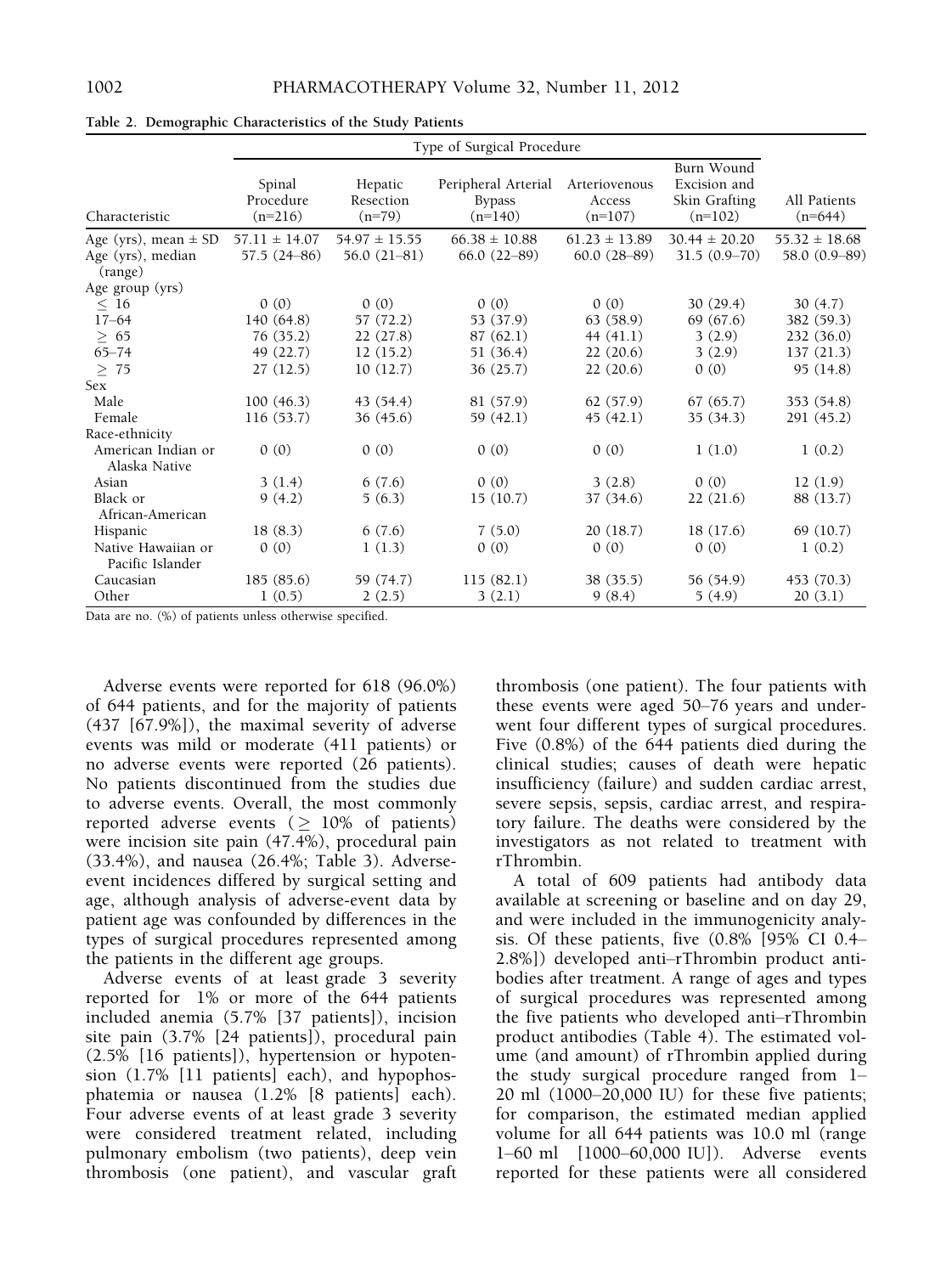**Table 2. Demographic Characteristics of the Study Patients**

| Characteristic | Type of Surgical Procedure | | | | | |
|---|---|---|---|---|---|---|
| | Spinal Procedure (n=216) | Hepatic Resection (n=79) | Peripheral Arterial Bypass (n=140) | Arteriovenous Access (n=107) | Burn Wound Excision and Skin Grafting (n=102) | All Patients (n=644) |
| Age (yrs), mean ± SD | 57.11 ± 14.07 | 54.97 ± 15.55 | 66.38 ± 10.88 | 61.23 ± 13.89 | 30.44 ± 20.20 | 55.32 ± 18.68 |
| Age (yrs), median (range) | 57.5 (24–86) | 56.0 (21–81) | 66.0 (22–89) | 60.0 (28–89) | 31.5 (0.9–70) | 58.0 (0.9–89) |
| Age group (yrs) | | | | | | |
| ≤ 16 | 0 (0) | 0 (0) | 0 (0) | 0 (0) | 30 (29.4) | 30 (4.7) |
| 17–64 | 140 (64.8) | 57 (72.2) | 53 (37.9) | 63 (58.9) | 69 (67.6) | 382 (59.3) |
| ≥ 65 | 76 (35.2) | 22 (27.8) | 87 (62.1) | 44 (41.1) | 3 (2.9) | 232 (36.0) |
| 65–74 | 49 (22.7) | 12 (15.2) | 51 (36.4) | 22 (20.6) | 3 (2.9) | 137 (21.3) |
| ≥ 75 | 27 (12.5) | 10 (12.7) | 36 (25.7) | 22 (20.6) | 0 (0) | 95 (14.8) |
| Sex | | | | | | |
| Male | 100 (46.3) | 43 (54.4) | 81 (57.9) | 62 (57.9) | 67 (65.7) | 353 (54.8) |
| Female | 116 (53.7) | 36 (45.6) | 59 (42.1) | 45 (42.1) | 35 (34.3) | 291 (45.2) |
| Race-ethnicity | | | | | | |
| American Indian or Alaska Native | 0 (0) | 0 (0) | 0 (0) | 0 (0) | 1 (1.0) | 1 (0.2) |
| Asian | 3 (1.4) | 6 (7.6) | 0 (0) | 3 (2.8) | 0 (0) | 12 (1.9) |
| Black or African-American | 9 (4.2) | 5 (6.3) | 15 (10.7) | 37 (34.6) | 22 (21.6) | 88 (13.7) |
| Hispanic | 18 (8.3) | 6 (7.6) | 7 (5.0) | 20 (18.7) | 18 (17.6) | 69 (10.7) |
| Native Hawaiian or Pacific Islander | 0 (0) | 1 (1.3) | 0 (0) | 0 (0) | 0 (0) | 1 (0.2) |
| Caucasian | 185 (85.6) | 59 (74.7) | 115 (82.1) | 38 (35.5) | 56 (54.9) | 453 (70.3) |
| Other | 1 (0.5) | 2 (2.5) | 3 (2.1) | 9 (8.4) | 5 (4.9) | 20 (3.1) |

Data are no. (%) of patients unless otherwise specified.

Adverse events were reported for 618 (96.0%) of 644 patients, and for the majority of patients (437 [67.9%]), the maximal severity of adverse events was mild or moderate (411 patients) or no adverse events were reported (26 patients). No patients discontinued from the studies due to adverse events. Overall, the most commonly reported adverse events (≥ 10% of patients) were incision site pain (47.4%), procedural pain (33.4%), and nausea (26.4%; Table 3). Adverse-event incidences differed by surgical setting and age, although analysis of adverse-event data by patient age was confounded by differences in the types of surgical procedures represented among the patients in the different age groups.

Adverse events of at least grade 3 severity reported for 1% or more of the 644 patients included anemia (5.7% [37 patients]), incision site pain (3.7% [24 patients]), procedural pain (2.5% [16 patients]), hypertension or hypotension (1.7% [11 patients] each), and hypophosphatemia or nausea (1.2% [8 patients] each). Four adverse events of at least grade 3 severity were considered treatment related, including pulmonary embolism (two patients), deep vein thrombosis (one patient), and vascular graft thrombosis (one patient). The four patients with these events were aged 50–76 years and underwent four different types of surgical procedures. Five (0.8%) of the 644 patients died during the clinical studies; causes of death were hepatic insufficiency (failure) and sudden cardiac arrest, severe sepsis, sepsis, cardiac arrest, and respiratory failure. The deaths were considered by the investigators as not related to treatment with rThrombin.

A total of 609 patients had antibody data available at screening or baseline and on day 29, and were included in the immunogenicity analysis. Of these patients, five (0.8% [95% CI 0.4–2.8%]) developed anti–rThrombin product antibodies after treatment. A range of ages and types of surgical procedures was represented among the five patients who developed anti–rThrombin product antibodies (Table 4). The estimated volume (and amount) of rThrombin applied during the study surgical procedure ranged from 1–20 ml (1000–20,000 IU) for these five patients; for comparison, the estimated median applied volume for all 644 patients was 10.0 ml (range 1–60 ml [1000–60,000 IU]). Adverse events reported for these patients were all considered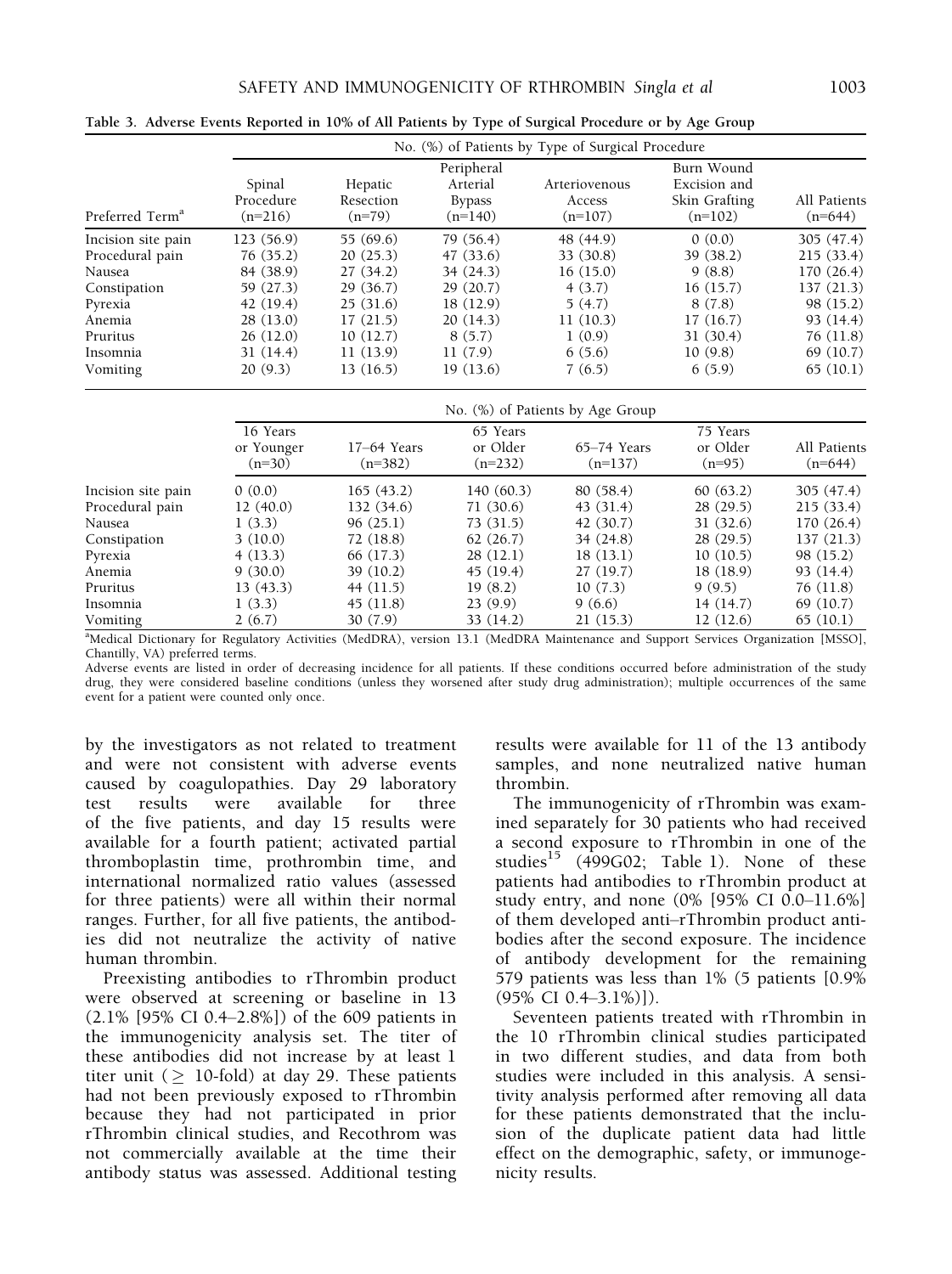**Table 3. Adverse Events Reported in 10% of All Patients by Type of Surgical Procedure or by Age Group**

| | No. (%) of Patients by Type of Surgical Procedure | | | | | |
|---|---|---|---|---|---|---|
| Preferred Term[a] | Spinal Procedure (n=216) | Hepatic Resection (n=79) | Peripheral Arterial Bypass (n=140) | Arteriovenous Access (n=107) | Burn Wound Excision and Skin Grafting (n=102) | All Patients (n=644) |
| Incision site pain | 123 (56.9) | 55 (69.6) | 79 (56.4) | 48 (44.9) | 0 (0.0) | 305 (47.4) |
| Procedural pain | 76 (35.2) | 20 (25.3) | 47 (33.6) | 33 (30.8) | 39 (38.2) | 215 (33.4) |
| Nausea | 84 (38.9) | 27 (34.2) | 34 (24.3) | 16 (15.0) | 9 (8.8) | 170 (26.4) |
| Constipation | 59 (27.3) | 29 (36.7) | 29 (20.7) | 4 (3.7) | 16 (15.7) | 137 (21.3) |
| Pyrexia | 42 (19.4) | 25 (31.6) | 18 (12.9) | 5 (4.7) | 8 (7.8) | 98 (15.2) |
| Anemia | 28 (13.0) | 17 (21.5) | 20 (14.3) | 11 (10.3) | 17 (16.7) | 93 (14.4) |
| Pruritus | 26 (12.0) | 10 (12.7) | 8 (5.7) | 1 (0.9) | 31 (30.4) | 76 (11.8) |
| Insomnia | 31 (14.4) | 11 (13.9) | 11 (7.9) | 6 (5.6) | 10 (9.8) | 69 (10.7) |
| Vomiting | 20 (9.3) | 13 (16.5) | 19 (13.6) | 7 (6.5) | 6 (5.9) | 65 (10.1) |

| | No. (%) of Patients by Age Group | | | | | |
|---|---|---|---|---|---|---|
| | 16 Years or Younger (n=30) | 17–64 Years (n=382) | 65 Years or Older (n=232) | 65–74 Years (n=137) | 75 Years or Older (n=95) | All Patients (n=644) |
| Incision site pain | 0 (0.0) | 165 (43.2) | 140 (60.3) | 80 (58.4) | 60 (63.2) | 305 (47.4) |
| Procedural pain | 12 (40.0) | 132 (34.6) | 71 (30.6) | 43 (31.4) | 28 (29.5) | 215 (33.4) |
| Nausea | 1 (3.3) | 96 (25.1) | 73 (31.5) | 42 (30.7) | 31 (32.6) | 170 (26.4) |
| Constipation | 3 (10.0) | 72 (18.8) | 62 (26.7) | 34 (24.8) | 28 (29.5) | 137 (21.3) |
| Pyrexia | 4 (13.3) | 66 (17.3) | 28 (12.1) | 18 (13.1) | 10 (10.5) | 98 (15.2) |
| Anemia | 9 (30.0) | 39 (10.2) | 45 (19.4) | 27 (19.7) | 18 (18.9) | 93 (14.4) |
| Pruritus | 13 (43.3) | 44 (11.5) | 19 (8.2) | 10 (7.3) | 9 (9.5) | 76 (11.8) |
| Insomnia | 1 (3.3) | 45 (11.8) | 23 (9.9) | 9 (6.6) | 14 (14.7) | 69 (10.7) |
| Vomiting | 2 (6.7) | 30 (7.9) | 33 (14.2) | 21 (15.3) | 12 (12.6) | 65 (10.1) |

[a]Medical Dictionary for Regulatory Activities (MedDRA), version 13.1 (MedDRA Maintenance and Support Services Organization [MSSO], Chantilly, VA) preferred terms.

Adverse events are listed in order of decreasing incidence for all patients. If these conditions occurred before administration of the study drug, they were considered baseline conditions (unless they worsened after study drug administration); multiple occurrences of the same event for a patient were counted only once.

by the investigators as not related to treatment and were not consistent with adverse events caused by coagulopathies. Day 29 laboratory test results were available for three of the five patients, and day 15 results were available for a fourth patient; activated partial thromboplastin time, prothrombin time, and international normalized ratio values (assessed for three patients) were all within their normal ranges. Further, for all five patients, the antibodies did not neutralize the activity of native human thrombin.

Preexisting antibodies to rThrombin product were observed at screening or baseline in 13 (2.1% [95% CI 0.4–2.8%]) of the 609 patients in the immunogenicity analysis set. The titer of these antibodies did not increase by at least 1 titer unit ($\geq$ 10-fold) at day 29. These patients had not been previously exposed to rThrombin because they had not participated in prior rThrombin clinical studies, and Recothrom was not commercially available at the time their antibody status was assessed. Additional testing results were available for 11 of the 13 antibody samples, and none neutralized native human thrombin.

The immunogenicity of rThrombin was examined separately for 30 patients who had received a second exposure to rThrombin in one of the studies[15] (499G02; Table 1). None of these patients had antibodies to rThrombin product at study entry, and none (0% [95% CI 0.0–11.6%] of them developed anti–rThrombin product antibodies after the second exposure. The incidence of antibody development for the remaining 579 patients was less than 1% (5 patients [0.9% (95% CI 0.4–3.1%)]).

Seventeen patients treated with rThrombin in the 10 rThrombin clinical studies participated in two different studies, and data from both studies were included in this analysis. A sensitivity analysis performed after removing all data for these patients demonstrated that the inclusion of the duplicate patient data had little effect on the demographic, safety, or immunogenicity results.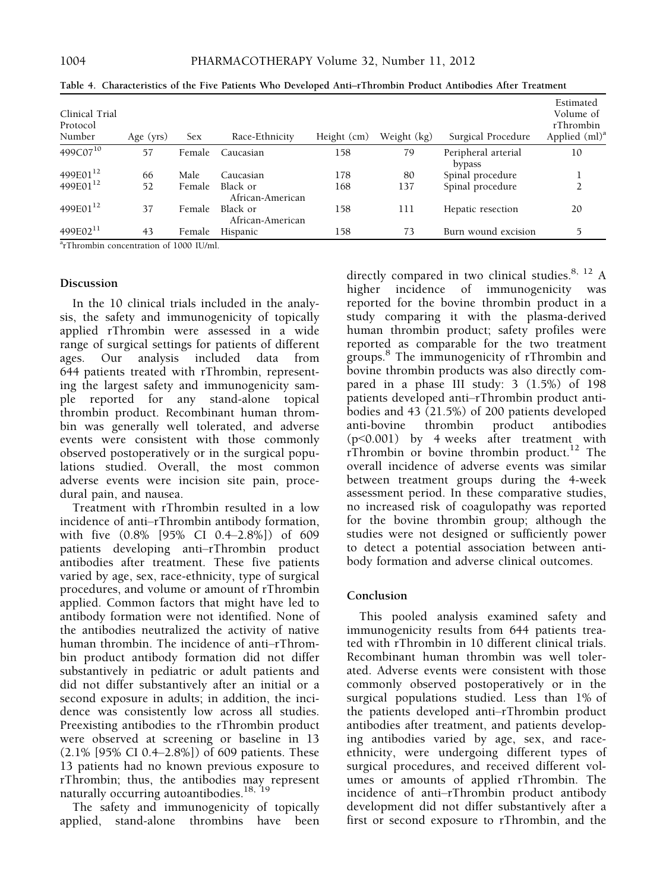Table 4. Characteristics of the Five Patients Who Developed Anti–rThrombin Product Antibodies After Treatment

| Clinical Trial Protocol Number | Age (yrs) | Sex | Race-Ethnicity | Height (cm) | Weight (kg) | Surgical Procedure | Estimated Volume of rThrombin Applied (ml)[a] |
|---|---|---|---|---|---|---|---|
| 499C07[10] | 57 | Female | Caucasian | 158 | 79 | Peripheral arterial bypass | 10 |
| 499E01[12] | 66 | Male | Caucasian | 178 | 80 | Spinal procedure | 1 |
| 499E01[12] | 52 | Female | Black or African-American | 168 | 137 | Spinal procedure | 2 |
| 499E01[12] | 37 | Female | Black or African-American | 158 | 111 | Hepatic resection | 20 |
| 499E02[11] | 43 | Female | Hispanic | 158 | 73 | Burn wound excision | 5 |

[a]rThrombin concentration of 1000 IU/ml.

## Discussion

In the 10 clinical trials included in the analysis, the safety and immunogenicity of topically applied rThrombin were assessed in a wide range of surgical settings for patients of different ages. Our analysis included data from 644 patients treated with rThrombin, representing the largest safety and immunogenicity sample reported for any stand-alone topical thrombin product. Recombinant human thrombin was generally well tolerated, and adverse events were consistent with those commonly observed postoperatively or in the surgical populations studied. Overall, the most common adverse events were incision site pain, procedural pain, and nausea.

Treatment with rThrombin resulted in a low incidence of anti–rThrombin antibody formation, with five (0.8% [95% CI 0.4–2.8%]) of 609 patients developing anti–rThrombin product antibodies after treatment. These five patients varied by age, sex, race-ethnicity, type of surgical procedures, and volume or amount of rThrombin applied. Common factors that might have led to antibody formation were not identified. None of the antibodies neutralized the activity of native human thrombin. The incidence of anti–rThrombin product antibody formation did not differ substantively in pediatric or adult patients and did not differ substantively after an initial or a second exposure in adults; in addition, the incidence was consistently low across all studies. Preexisting antibodies to the rThrombin product were observed at screening or baseline in 13 (2.1% [95% CI 0.4–2.8%]) of 609 patients. These 13 patients had no known previous exposure to rThrombin; thus, the antibodies may represent naturally occurring autoantibodies.[18, 19]

The safety and immunogenicity of topically applied, stand-alone thrombins have been directly compared in two clinical studies.[8, 12] A higher incidence of immunogenicity was reported for the bovine thrombin product in a study comparing it with the plasma-derived human thrombin product; safety profiles were reported as comparable for the two treatment groups.[8] The immunogenicity of rThrombin and bovine thrombin products was also directly compared in a phase III study: 3 (1.5%) of 198 patients developed anti–rThrombin product antibodies and 43 (21.5%) of 200 patients developed anti-bovine thrombin product antibodies ($p<0.001$) by 4 weeks after treatment with rThrombin or bovine thrombin product.[12] The overall incidence of adverse events was similar between treatment groups during the 4-week assessment period. In these comparative studies, no increased risk of coagulopathy was reported for the bovine thrombin group; although the studies were not designed or sufficiently power to detect a potential association between antibody formation and adverse clinical outcomes.

## Conclusion

This pooled analysis examined safety and immunogenicity results from 644 patients treated with rThrombin in 10 different clinical trials. Recombinant human thrombin was well tolerated. Adverse events were consistent with those commonly observed postoperatively or in the surgical populations studied. Less than 1% of the patients developed anti–rThrombin product antibodies after treatment, and patients developing antibodies varied by age, sex, and race-ethnicity, were undergoing different types of surgical procedures, and received different volumes or amounts of applied rThrombin. The incidence of anti–rThrombin product antibody development did not differ substantively after a first or second exposure to rThrombin, and the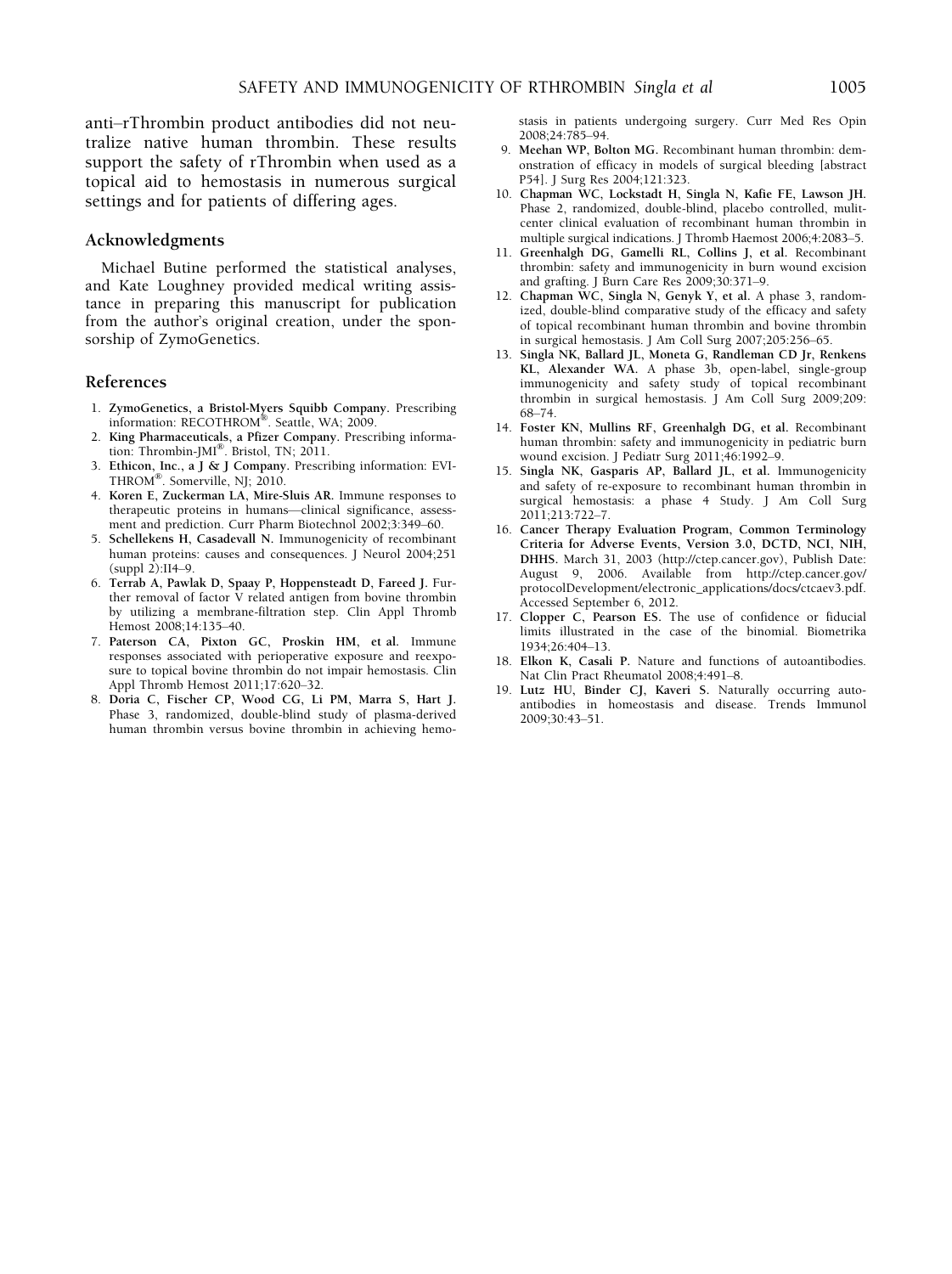anti–rThrombin product antibodies did not neutralize native human thrombin. These results support the safety of rThrombin when used as a topical aid to hemostasis in numerous surgical settings and for patients of differing ages.

## Acknowledgments

Michael Butine performed the statistical analyses, and Kate Loughney provided medical writing assistance in preparing this manuscript for publication from the author's original creation, under the sponsorship of ZymoGenetics.

## References

1. **ZymoGenetics, a Bristol-Myers Squibb Company.** Prescribing information: RECOTHROM®. Seattle, WA; 2009.
2. **King Pharmaceuticals, a Pfizer Company.** Prescribing information: Thrombin-JMI®. Bristol, TN; 2011.
3. **Ethicon, Inc., a J & J Company.** Prescribing information: EVITHROM®. Somerville, NJ; 2010.
4. **Koren E, Zuckerman LA, Mire-Sluis AR.** Immune responses to therapeutic proteins in humans—clinical significance, assessment and prediction. Curr Pharm Biotechnol 2002;3:349–60.
5. **Schellekens H, Casadevall N.** Immunogenicity of recombinant human proteins: causes and consequences. J Neurol 2004;251 (suppl 2):II4–9.
6. **Terrab A, Pawlak D, Spaay P, Hoppensteadt D, Fareed J.** Further removal of factor V related antigen from bovine thrombin by utilizing a membrane-filtration step. Clin Appl Thromb Hemost 2008;14:135–40.
7. **Paterson CA, Pixton GC, Proskin HM, et al.** Immune responses associated with perioperative exposure and reexposure to topical bovine thrombin do not impair hemostasis. Clin Appl Thromb Hemost 2011;17:620–32.
8. **Doria C, Fischer CP, Wood CG, Li PM, Marra S, Hart J.** Phase 3, randomized, double-blind study of plasma-derived human thrombin versus bovine thrombin in achieving hemostasis in patients undergoing surgery. Curr Med Res Opin 2008;24:785–94.
9. **Meehan WP, Bolton MG.** Recombinant human thrombin: demonstration of efficacy in models of surgical bleeding [abstract P54]. J Surg Res 2004;121:323.
10. **Chapman WC, Lockstadt H, Singla N, Kafie FE, Lawson JH.** Phase 2, randomized, double-blind, placebo controlled, mulitcenter clinical evaluation of recombinant human thrombin in multiple surgical indications. J Thromb Haemost 2006;4:2083–5.
11. **Greenhalgh DG, Gamelli RL, Collins J, et al.** Recombinant thrombin: safety and immunogenicity in burn wound excision and grafting. J Burn Care Res 2009;30:371–9.
12. **Chapman WC, Singla N, Genyk Y, et al.** A phase 3, randomized, double-blind comparative study of the efficacy and safety of topical recombinant human thrombin and bovine thrombin in surgical hemostasis. J Am Coll Surg 2007;205:256–65.
13. **Singla NK, Ballard JL, Moneta G, Randleman CD Jr, Renkens KL, Alexander WA.** A phase 3b, open-label, single-group immunogenicity and safety study of topical recombinant thrombin in surgical hemostasis. J Am Coll Surg 2009;209: 68–74.
14. **Foster KN, Mullins RF, Greenhalgh DG, et al.** Recombinant human thrombin: safety and immunogenicity in pediatric burn wound excision. J Pediatr Surg 2011;46:1992–9.
15. **Singla NK, Gasparis AP, Ballard JL, et al.** Immunogenicity and safety of re-exposure to recombinant human thrombin in surgical hemostasis: a phase 4 Study. J Am Coll Surg 2011;213:722–7.
16. **Cancer Therapy Evaluation Program, Common Terminology Criteria for Adverse Events, Version 3.0, DCTD, NCI, NIH, DHHS.** March 31, 2003 (http://ctep.cancer.gov), Publish Date: August 9, 2006. Available from http://ctep.cancer.gov/protocolDevelopment/electronic_applications/docs/ctcaev3.pdf. Accessed September 6, 2012.
17. **Clopper C, Pearson ES.** The use of confidence or fiducial limits illustrated in the case of the binomial. Biometrika 1934;26:404–13.
18. **Elkon K, Casali P.** Nature and functions of autoantibodies. Nat Clin Pract Rheumatol 2008;4:491–8.
19. **Lutz HU, Binder CJ, Kaveri S.** Naturally occurring autoantibodies in homeostasis and disease. Trends Immunol 2009;30:43–51.